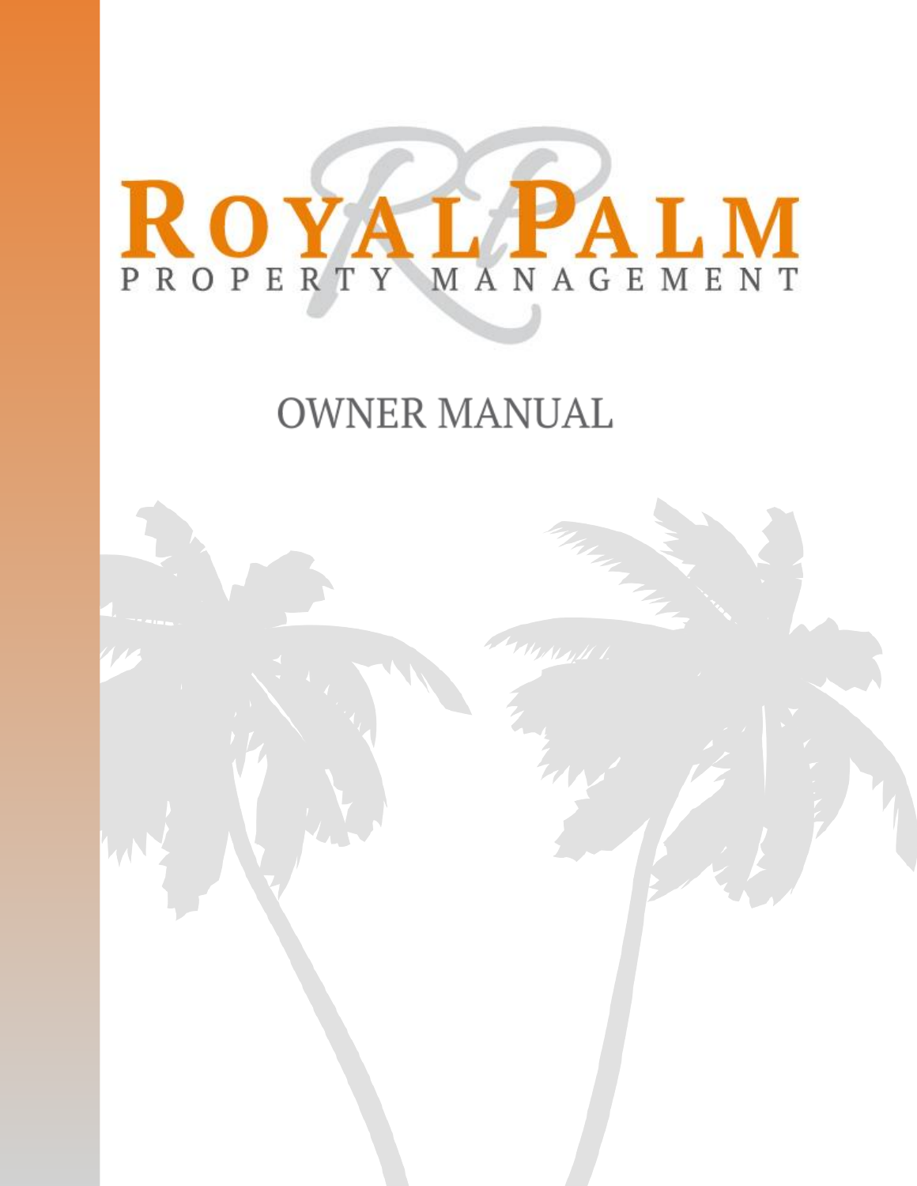# ROYAL PALM

PROPERTY MANAGEMENT

## OWNER MANUAL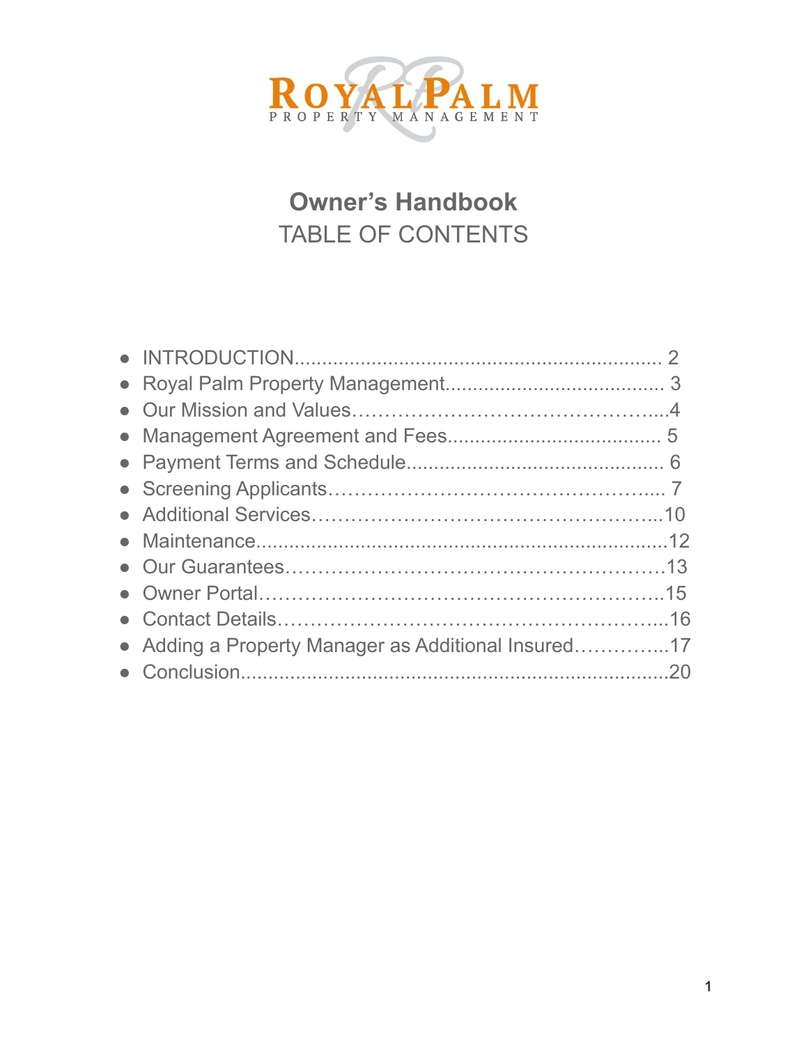ROYAL PALM
PROPERTY MANAGEMENT

# Owner's Handbook

## TABLE OF CONTENTS

- INTRODUCTION.................................................................. 2
- Royal Palm Property Management....................................... 3
- Our Mission and Values…………………………………………...4
- Management Agreement and Fees...................................... 5
- Payment Terms and Schedule.............................................. 6
- Screening Applicants………………………………………….... 7
- Additional Services…………………………………………….10
- Maintenance.........................................................................12
- Our Guarantees…………………………………………………13
- Owner Portal……………………………………………………..15
- Contact Details…………………………………………………..16
- Adding a Property Manager as Additional Insured…………..17
- Conclusion............................................................................20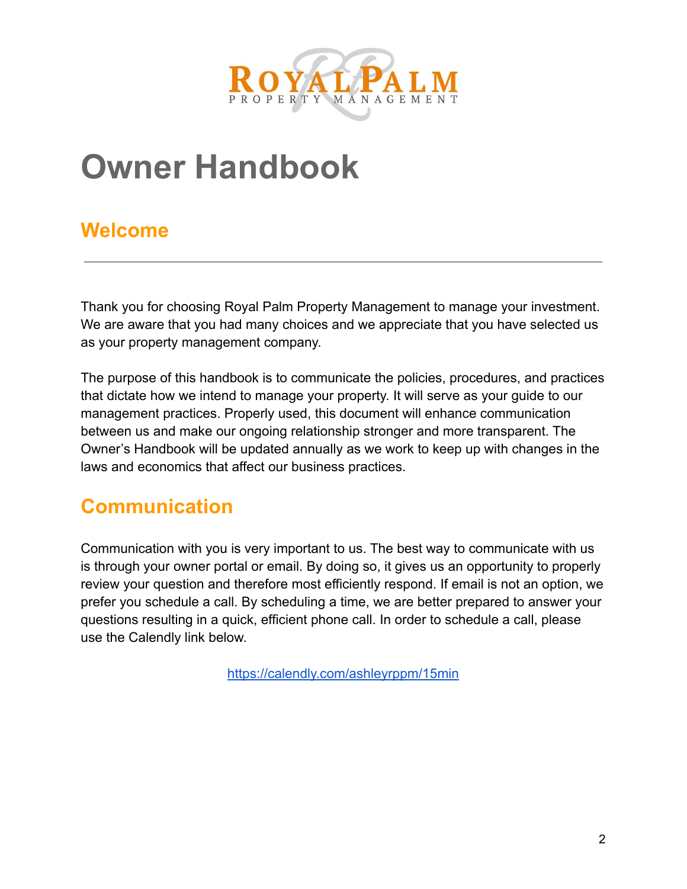# Owner Handbook

## Welcome

---

Thank you for choosing Royal Palm Property Management to manage your investment. We are aware that you had many choices and we appreciate that you have selected us as your property management company.

The purpose of this handbook is to communicate the policies, procedures, and practices that dictate how we intend to manage your property. It will serve as your guide to our management practices. Properly used, this document will enhance communication between us and make our ongoing relationship stronger and more transparent. The Owner's Handbook will be updated annually as we work to keep up with changes in the laws and economics that affect our business practices.

## Communication

Communication with you is very important to us. The best way to communicate with us is through your owner portal or email. By doing so, it gives us an opportunity to properly review your question and therefore most efficiently respond. If email is not an option, we prefer you schedule a call. By scheduling a time, we are better prepared to answer your questions resulting in a quick, efficient phone call. In order to schedule a call, please use the Calendly link below.

https://calendly.com/ashleyrppm/15min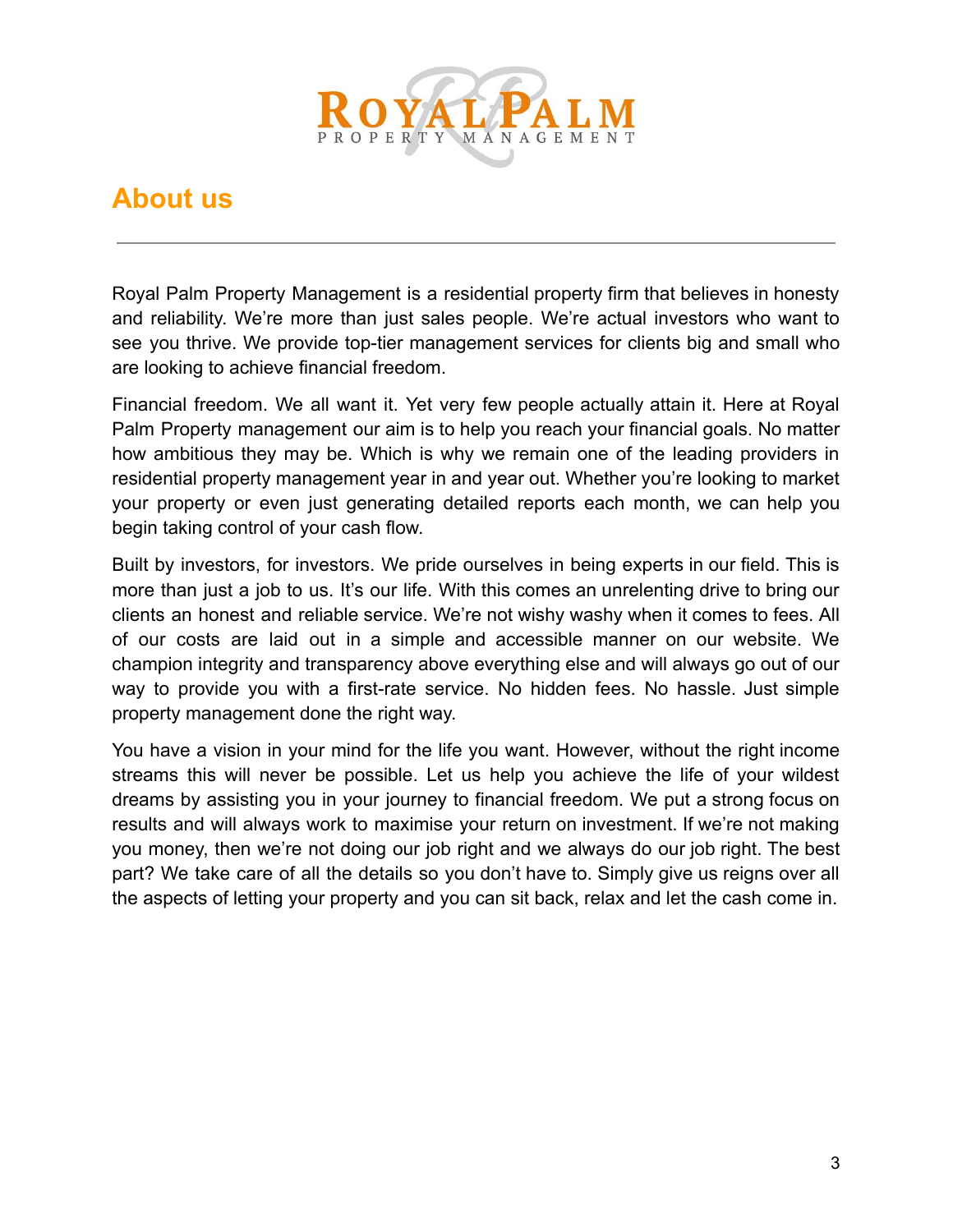# About us

Royal Palm Property Management is a residential property firm that believes in honesty and reliability. We're more than just sales people. We're actual investors who want to see you thrive. We provide top-tier management services for clients big and small who are looking to achieve financial freedom.

Financial freedom. We all want it. Yet very few people actually attain it. Here at Royal Palm Property management our aim is to help you reach your financial goals. No matter how ambitious they may be. Which is why we remain one of the leading providers in residential property management year in and year out. Whether you're looking to market your property or even just generating detailed reports each month, we can help you begin taking control of your cash flow.

Built by investors, for investors. We pride ourselves in being experts in our field. This is more than just a job to us. It's our life. With this comes an unrelenting drive to bring our clients an honest and reliable service. We're not wishy washy when it comes to fees. All of our costs are laid out in a simple and accessible manner on our website. We champion integrity and transparency above everything else and will always go out of our way to provide you with a first-rate service. No hidden fees. No hassle. Just simple property management done the right way.

You have a vision in your mind for the life you want. However, without the right income streams this will never be possible. Let us help you achieve the life of your wildest dreams by assisting you in your journey to financial freedom. We put a strong focus on results and will always work to maximise your return on investment. If we're not making you money, then we're not doing our job right and we always do our job right. The best part? We take care of all the details so you don't have to. Simply give us reigns over all the aspects of letting your property and you can sit back, relax and let the cash come in.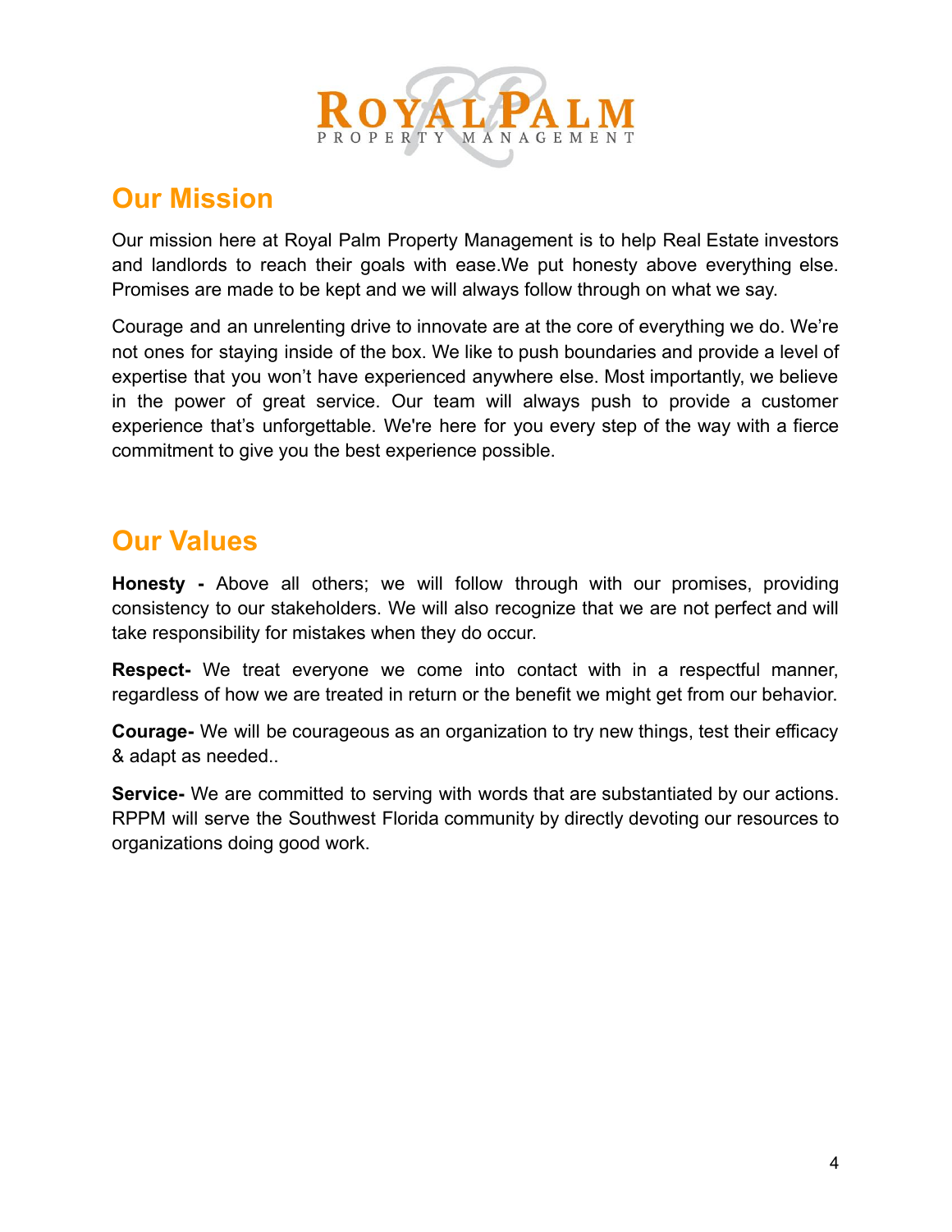## Our Mission

Our mission here at Royal Palm Property Management is to help Real Estate investors and landlords to reach their goals with ease.We put honesty above everything else. Promises are made to be kept and we will always follow through on what we say.

Courage and an unrelenting drive to innovate are at the core of everything we do. We're not ones for staying inside of the box. We like to push boundaries and provide a level of expertise that you won't have experienced anywhere else. Most importantly, we believe in the power of great service. Our team will always push to provide a customer experience that's unforgettable. We're here for you every step of the way with a fierce commitment to give you the best experience possible.

## Our Values

**Honesty -** Above all others; we will follow through with our promises, providing consistency to our stakeholders. We will also recognize that we are not perfect and will take responsibility for mistakes when they do occur.

**Respect-** We treat everyone we come into contact with in a respectful manner, regardless of how we are treated in return or the benefit we might get from our behavior.

**Courage-** We will be courageous as an organization to try new things, test their efficacy & adapt as needed..

**Service-** We are committed to serving with words that are substantiated by our actions. RPPM will serve the Southwest Florida community by directly devoting our resources to organizations doing good work.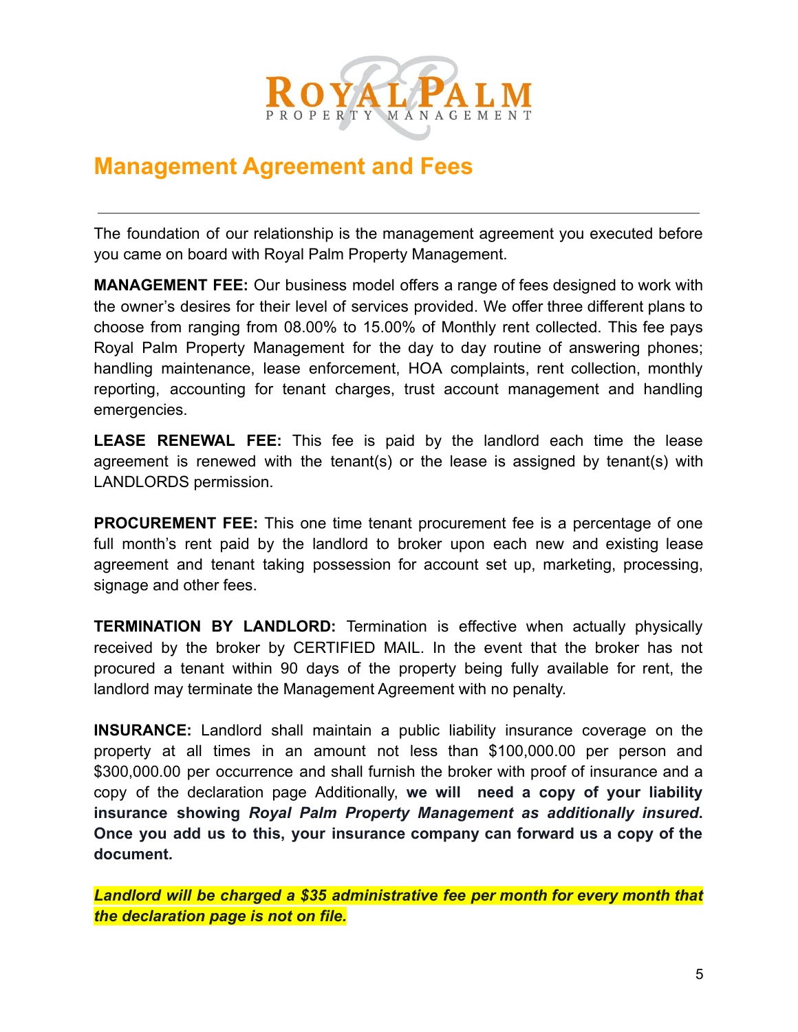# Management Agreement and Fees

---

The foundation of our relationship is the management agreement you executed before you came on board with Royal Palm Property Management.

**MANAGEMENT FEE:** Our business model offers a range of fees designed to work with the owner's desires for their level of services provided. We offer three different plans to choose from ranging from 08.00% to 15.00% of Monthly rent collected. This fee pays Royal Palm Property Management for the day to day routine of answering phones; handling maintenance, lease enforcement, HOA complaints, rent collection, monthly reporting, accounting for tenant charges, trust account management and handling emergencies.

**LEASE RENEWAL FEE:** This fee is paid by the landlord each time the lease agreement is renewed with the tenant(s) or the lease is assigned by tenant(s) with LANDLORDS permission.

**PROCUREMENT FEE:** This one time tenant procurement fee is a percentage of one full month's rent paid by the landlord to broker upon each new and existing lease agreement and tenant taking possession for account set up, marketing, processing, signage and other fees.

**TERMINATION BY LANDLORD:** Termination is effective when actually physically received by the broker by CERTIFIED MAIL. In the event that the broker has not procured a tenant within 90 days of the property being fully available for rent, the landlord may terminate the Management Agreement with no penalty.

**INSURANCE:** Landlord shall maintain a public liability insurance coverage on the property at all times in an amount not less than $100,000.00 per person and $300,000.00 per occurrence and shall furnish the broker with proof of insurance and a copy of the declaration page Additionally, **we will need a copy of your liability insurance showing *Royal Palm Property Management as additionally insured*. Once you add us to this, your insurance company can forward us a copy of the document.**

***Landlord will be charged a $35 administrative fee per month for every month that the declaration page is not on file.***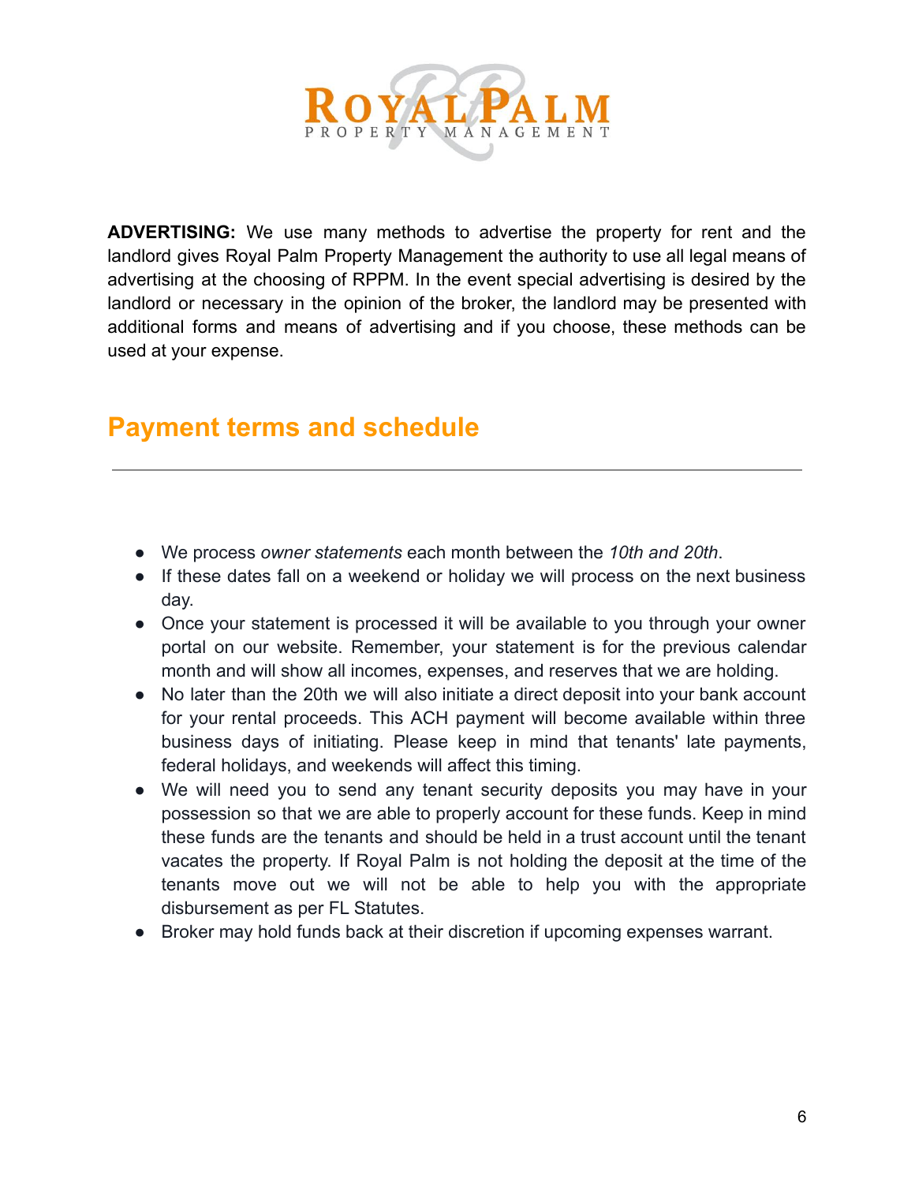**ADVERTISING:** We use many methods to advertise the property for rent and the landlord gives Royal Palm Property Management the authority to use all legal means of advertising at the choosing of RPPM. In the event special advertising is desired by the landlord or necessary in the opinion of the broker, the landlord may be presented with additional forms and means of advertising and if you choose, these methods can be used at your expense.

## Payment terms and schedule

---

- We process *owner statements* each month between the *10th and 20th*.
- If these dates fall on a weekend or holiday we will process on the next business day.
- Once your statement is processed it will be available to you through your owner portal on our website. Remember, your statement is for the previous calendar month and will show all incomes, expenses, and reserves that we are holding.
- No later than the 20th we will also initiate a direct deposit into your bank account for your rental proceeds. This ACH payment will become available within three business days of initiating. Please keep in mind that tenants' late payments, federal holidays, and weekends will affect this timing.
- We will need you to send any tenant security deposits you may have in your possession so that we are able to properly account for these funds. Keep in mind these funds are the tenants and should be held in a trust account until the tenant vacates the property. If Royal Palm is not holding the deposit at the time of the tenants move out we will not be able to help you with the appropriate disbursement as per FL Statutes.
- Broker may hold funds back at their discretion if upcoming expenses warrant.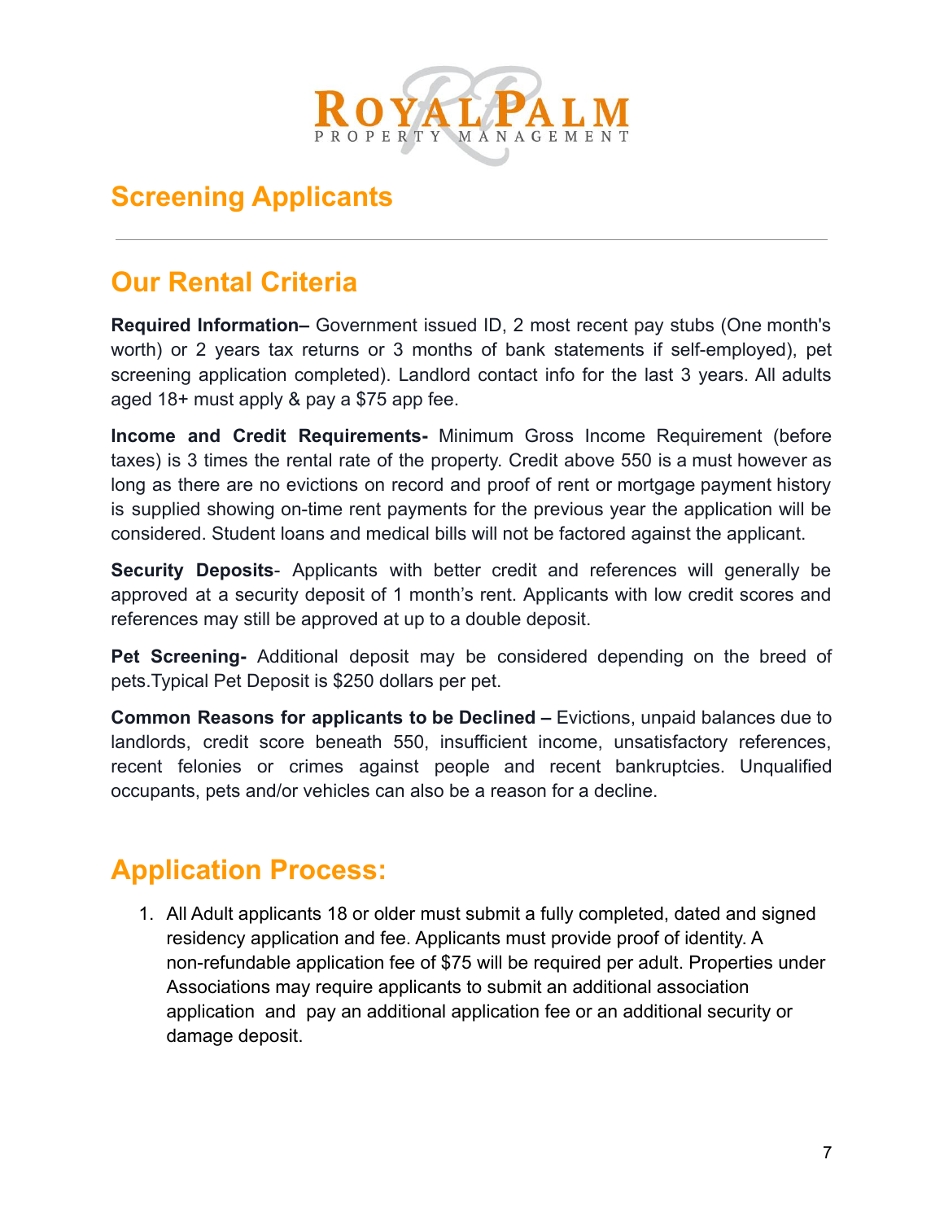# Screening Applicants

---

## Our Rental Criteria

**Required Information–** Government issued ID, 2 most recent pay stubs (One month's worth) or 2 years tax returns or 3 months of bank statements if self-employed), pet screening application completed). Landlord contact info for the last 3 years. All adults aged 18+ must apply & pay a $75 app fee.

**Income and Credit Requirements-** Minimum Gross Income Requirement (before taxes) is 3 times the rental rate of the property. Credit above 550 is a must however as long as there are no evictions on record and proof of rent or mortgage payment history is supplied showing on-time rent payments for the previous year the application will be considered. Student loans and medical bills will not be factored against the applicant.

**Security Deposits**- Applicants with better credit and references will generally be approved at a security deposit of 1 month's rent. Applicants with low credit scores and references may still be approved at up to a double deposit.

**Pet Screening-** Additional deposit may be considered depending on the breed of pets.Typical Pet Deposit is $250 dollars per pet.

**Common Reasons for applicants to be Declined –** Evictions, unpaid balances due to landlords, credit score beneath 550, insufficient income, unsatisfactory references, recent felonies or crimes against people and recent bankruptcies. Unqualified occupants, pets and/or vehicles can also be a reason for a decline.

## Application Process:

1. All Adult applicants 18 or older must submit a fully completed, dated and signed residency application and fee. Applicants must provide proof of identity. A non-refundable application fee of $75 will be required per adult. Properties under Associations may require applicants to submit an additional association application and pay an additional application fee or an additional security or damage deposit.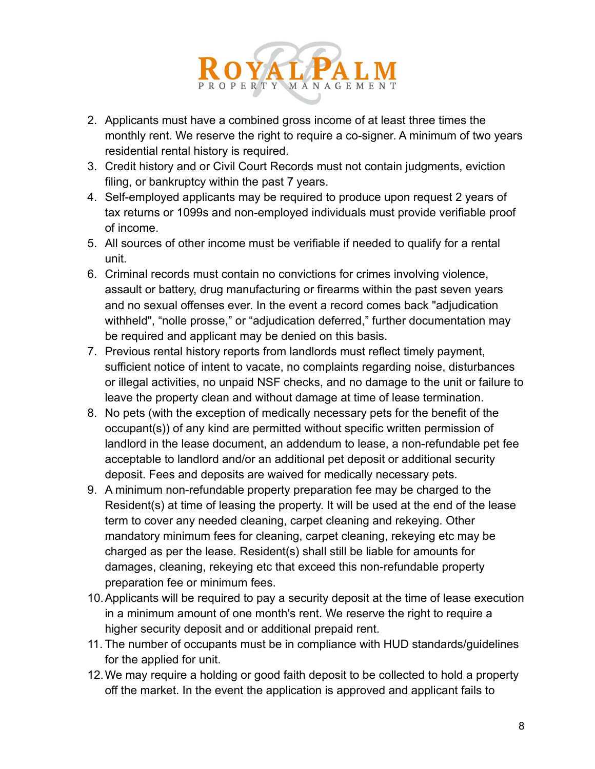2. Applicants must have a combined gross income of at least three times the monthly rent. We reserve the right to require a co-signer. A minimum of two years residential rental history is required.
3. Credit history and or Civil Court Records must not contain judgments, eviction filing, or bankruptcy within the past 7 years.
4. Self-employed applicants may be required to produce upon request 2 years of tax returns or 1099s and non-employed individuals must provide verifiable proof of income.
5. All sources of other income must be verifiable if needed to qualify for a rental unit.
6. Criminal records must contain no convictions for crimes involving violence, assault or battery, drug manufacturing or firearms within the past seven years and no sexual offenses ever. In the event a record comes back "adjudication withheld", "nolle prosse," or "adjudication deferred," further documentation may be required and applicant may be denied on this basis.
7. Previous rental history reports from landlords must reflect timely payment, sufficient notice of intent to vacate, no complaints regarding noise, disturbances or illegal activities, no unpaid NSF checks, and no damage to the unit or failure to leave the property clean and without damage at time of lease termination.
8. No pets (with the exception of medically necessary pets for the benefit of the occupant(s)) of any kind are permitted without specific written permission of landlord in the lease document, an addendum to lease, a non-refundable pet fee acceptable to landlord and/or an additional pet deposit or additional security deposit. Fees and deposits are waived for medically necessary pets.
9. A minimum non-refundable property preparation fee may be charged to the Resident(s) at time of leasing the property. It will be used at the end of the lease term to cover any needed cleaning, carpet cleaning and rekeying. Other mandatory minimum fees for cleaning, carpet cleaning, rekeying etc may be charged as per the lease. Resident(s) shall still be liable for amounts for damages, cleaning, rekeying etc that exceed this non-refundable property preparation fee or minimum fees.
10. Applicants will be required to pay a security deposit at the time of lease execution in a minimum amount of one month's rent. We reserve the right to require a higher security deposit and or additional prepaid rent.
11. The number of occupants must be in compliance with HUD standards/guidelines for the applied for unit.
12. We may require a holding or good faith deposit to be collected to hold a property off the market. In the event the application is approved and applicant fails to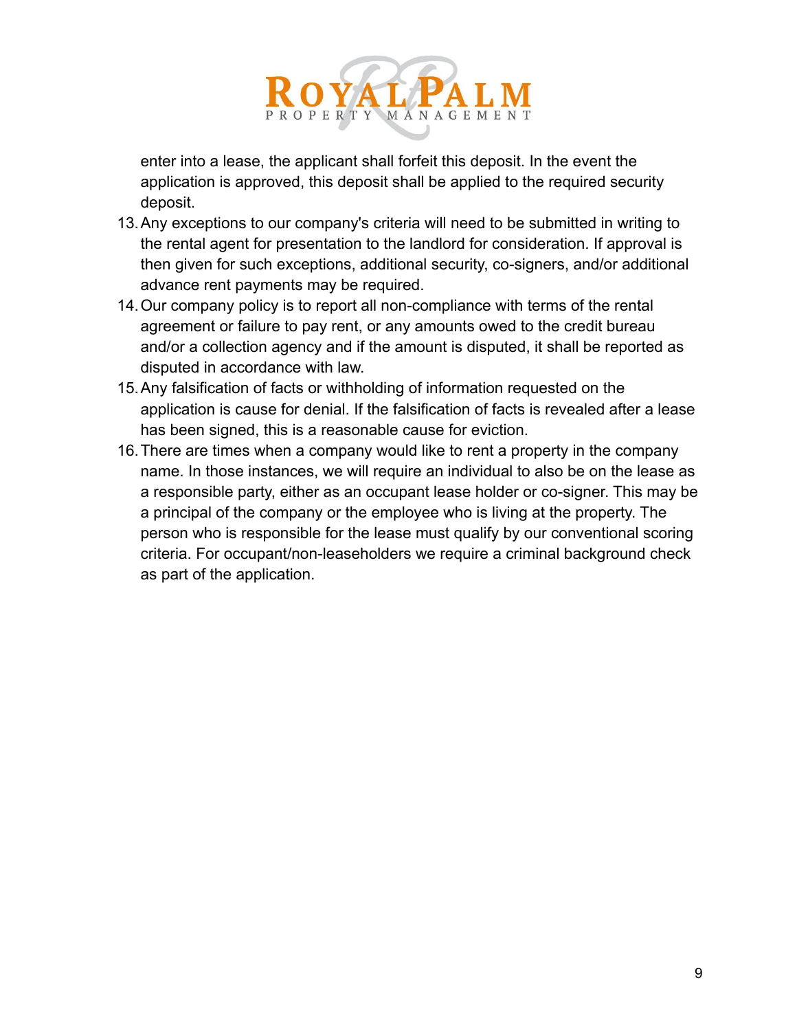enter into a lease, the applicant shall forfeit this deposit. In the event the application is approved, this deposit shall be applied to the required security deposit.

13. Any exceptions to our company's criteria will need to be submitted in writing to the rental agent for presentation to the landlord for consideration. If approval is then given for such exceptions, additional security, co-signers, and/or additional advance rent payments may be required.
14. Our company policy is to report all non-compliance with terms of the rental agreement or failure to pay rent, or any amounts owed to the credit bureau and/or a collection agency and if the amount is disputed, it shall be reported as disputed in accordance with law.
15. Any falsification of facts or withholding of information requested on the application is cause for denial. If the falsification of facts is revealed after a lease has been signed, this is a reasonable cause for eviction.
16. There are times when a company would like to rent a property in the company name. In those instances, we will require an individual to also be on the lease as a responsible party, either as an occupant lease holder or co-signer. This may be a principal of the company or the employee who is living at the property. The person who is responsible for the lease must qualify by our conventional scoring criteria. For occupant/non-leaseholders we require a criminal background check as part of the application.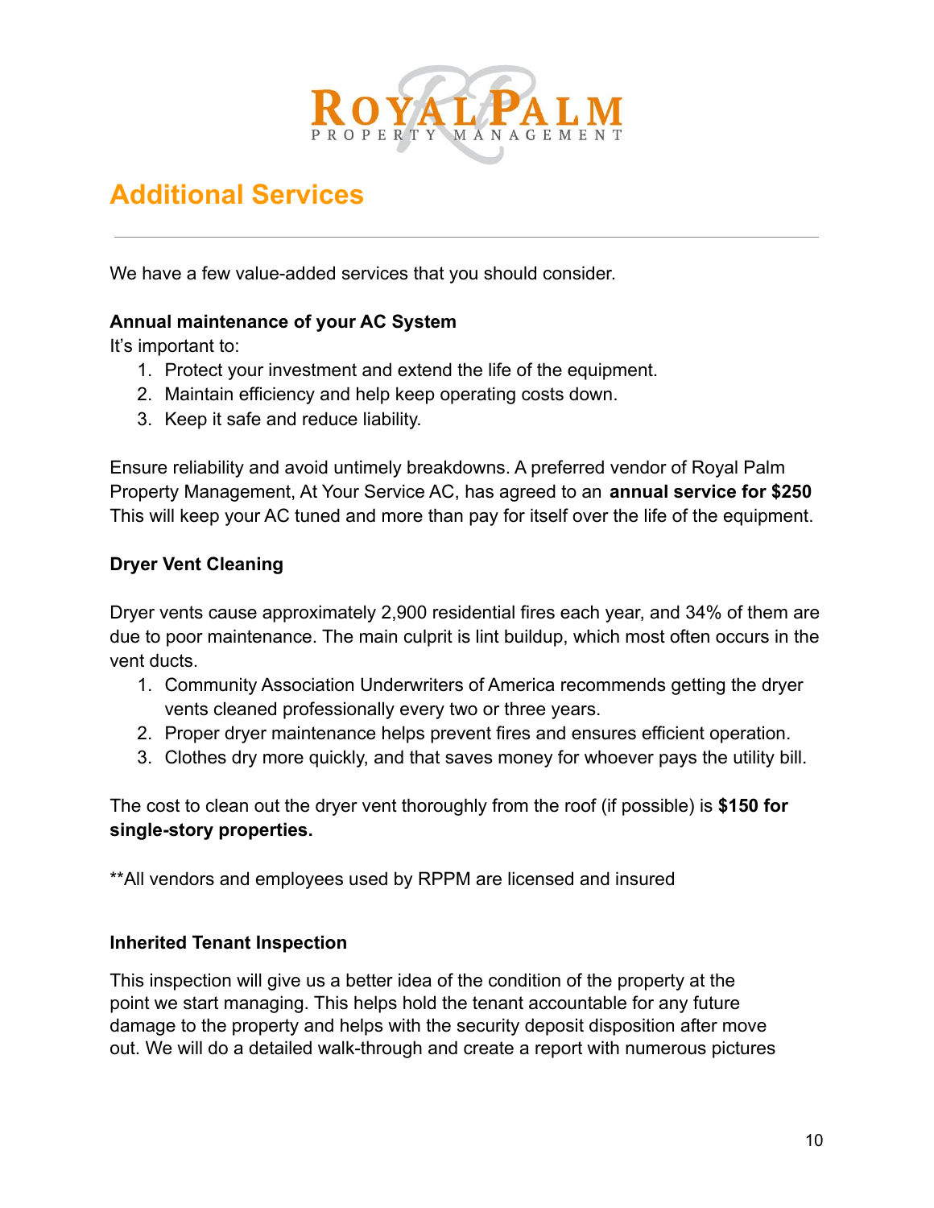## Additional Services

---

We have a few value-added services that you should consider.

**Annual maintenance of your AC System**
It's important to:

1. Protect your investment and extend the life of the equipment.
2. Maintain efficiency and help keep operating costs down.
3. Keep it safe and reduce liability.

Ensure reliability and avoid untimely breakdowns. A preferred vendor of Royal Palm Property Management, At Your Service AC, has agreed to an **annual service for $250** This will keep your AC tuned and more than pay for itself over the life of the equipment.

**Dryer Vent Cleaning**

Dryer vents cause approximately 2,900 residential fires each year, and 34% of them are due to poor maintenance. The main culprit is lint buildup, which most often occurs in the vent ducts.

1. Community Association Underwriters of America recommends getting the dryer vents cleaned professionally every two or three years.
2. Proper dryer maintenance helps prevent fires and ensures efficient operation.
3. Clothes dry more quickly, and that saves money for whoever pays the utility bill.

The cost to clean out the dryer vent thoroughly from the roof (if possible) is **$150 for single-story properties.**

**All vendors and employees used by RPPM are licensed and insured

**Inherited Tenant Inspection**

This inspection will give us a better idea of the condition of the property at the point we start managing. This helps hold the tenant accountable for any future damage to the property and helps with the security deposit disposition after move out. We will do a detailed walk-through and create a report with numerous pictures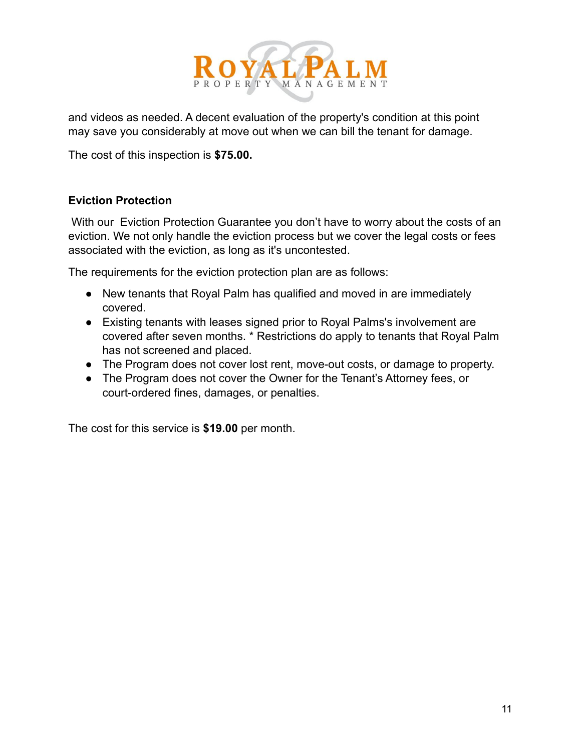and videos as needed. A decent evaluation of the property's condition at this point may save you considerably at move out when we can bill the tenant for damage.

The cost of this inspection is **$75.00.**

### Eviction Protection

With our Eviction Protection Guarantee you don't have to worry about the costs of an eviction. We not only handle the eviction process but we cover the legal costs or fees associated with the eviction, as long as it's uncontested.

The requirements for the eviction protection plan are as follows:

- New tenants that Royal Palm has qualified and moved in are immediately covered.
- Existing tenants with leases signed prior to Royal Palms's involvement are covered after seven months. * Restrictions do apply to tenants that Royal Palm has not screened and placed.
- The Program does not cover lost rent, move-out costs, or damage to property.
- The Program does not cover the Owner for the Tenant's Attorney fees, or court-ordered fines, damages, or penalties.

The cost for this service is **$19.00** per month.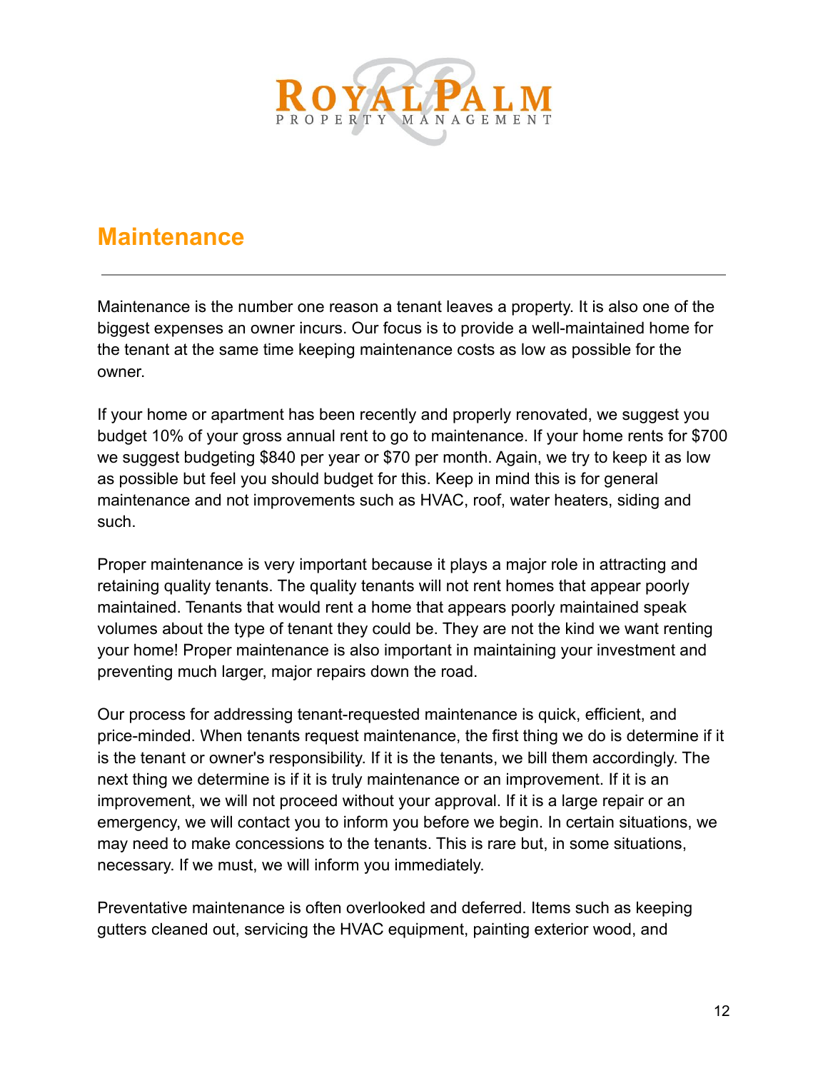## Maintenance

---

Maintenance is the number one reason a tenant leaves a property. It is also one of the biggest expenses an owner incurs. Our focus is to provide a well-maintained home for the tenant at the same time keeping maintenance costs as low as possible for the owner.

If your home or apartment has been recently and properly renovated, we suggest you budget 10% of your gross annual rent to go to maintenance. If your home rents for $700 we suggest budgeting $840 per year or $70 per month. Again, we try to keep it as low as possible but feel you should budget for this. Keep in mind this is for general maintenance and not improvements such as HVAC, roof, water heaters, siding and such.

Proper maintenance is very important because it plays a major role in attracting and retaining quality tenants. The quality tenants will not rent homes that appear poorly maintained. Tenants that would rent a home that appears poorly maintained speak volumes about the type of tenant they could be. They are not the kind we want renting your home! Proper maintenance is also important in maintaining your investment and preventing much larger, major repairs down the road.

Our process for addressing tenant-requested maintenance is quick, efficient, and price-minded. When tenants request maintenance, the first thing we do is determine if it is the tenant or owner's responsibility. If it is the tenants, we bill them accordingly. The next thing we determine is if it is truly maintenance or an improvement. If it is an improvement, we will not proceed without your approval. If it is a large repair or an emergency, we will contact you to inform you before we begin. In certain situations, we may need to make concessions to the tenants. This is rare but, in some situations, necessary. If we must, we will inform you immediately.

Preventative maintenance is often overlooked and deferred. Items such as keeping gutters cleaned out, servicing the HVAC equipment, painting exterior wood, and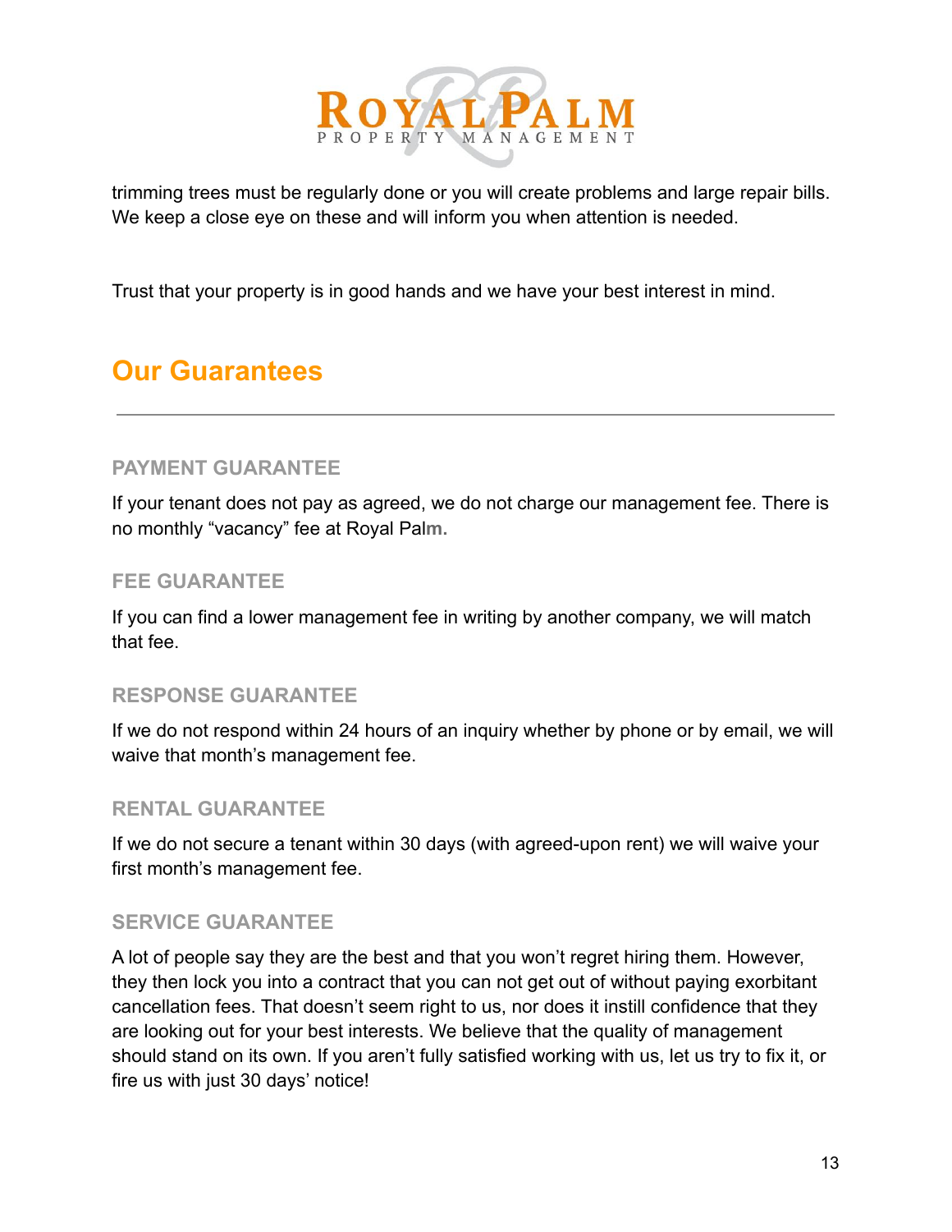trimming trees must be regularly done or you will create problems and large repair bills. We keep a close eye on these and will inform you when attention is needed.

Trust that your property is in good hands and we have your best interest in mind.

## Our Guarantees

### PAYMENT GUARANTEE

If your tenant does not pay as agreed, we do not charge our management fee. There is no monthly "vacancy" fee at Royal Palm.

### FEE GUARANTEE

If you can find a lower management fee in writing by another company, we will match that fee.

### RESPONSE GUARANTEE

If we do not respond within 24 hours of an inquiry whether by phone or by email, we will waive that month's management fee.

### RENTAL GUARANTEE

If we do not secure a tenant within 30 days (with agreed-upon rent) we will waive your first month's management fee.

### SERVICE GUARANTEE

A lot of people say they are the best and that you won't regret hiring them. However, they then lock you into a contract that you can not get out of without paying exorbitant cancellation fees. That doesn't seem right to us, nor does it instill confidence that they are looking out for your best interests. We believe that the quality of management should stand on its own. If you aren't fully satisfied working with us, let us try to fix it, or fire us with just 30 days' notice!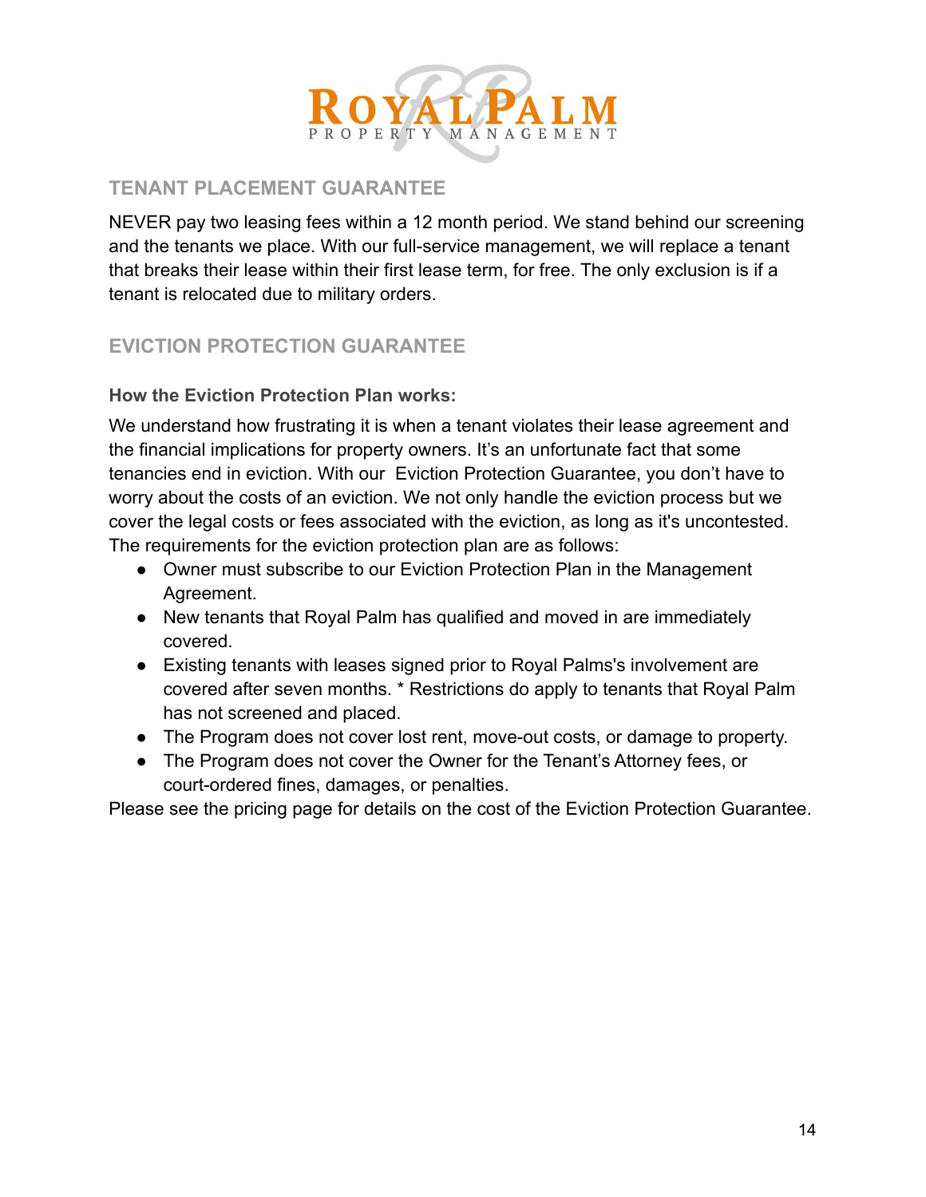## TENANT PLACEMENT GUARANTEE

NEVER pay two leasing fees within a 12 month period. We stand behind our screening and the tenants we place. With our full-service management, we will replace a tenant that breaks their lease within their first lease term, for free. The only exclusion is if a tenant is relocated due to military orders.

## EVICTION PROTECTION GUARANTEE

**How the Eviction Protection Plan works:**

We understand how frustrating it is when a tenant violates their lease agreement and the financial implications for property owners. It's an unfortunate fact that some tenancies end in eviction. With our Eviction Protection Guarantee, you don't have to worry about the costs of an eviction. We not only handle the eviction process but we cover the legal costs or fees associated with the eviction, as long as it's uncontested. The requirements for the eviction protection plan are as follows:

- Owner must subscribe to our Eviction Protection Plan in the Management Agreement.
- New tenants that Royal Palm has qualified and moved in are immediately covered.
- Existing tenants with leases signed prior to Royal Palms's involvement are covered after seven months. * Restrictions do apply to tenants that Royal Palm has not screened and placed.
- The Program does not cover lost rent, move-out costs, or damage to property.
- The Program does not cover the Owner for the Tenant's Attorney fees, or court-ordered fines, damages, or penalties.

Please see the pricing page for details on the cost of the Eviction Protection Guarantee.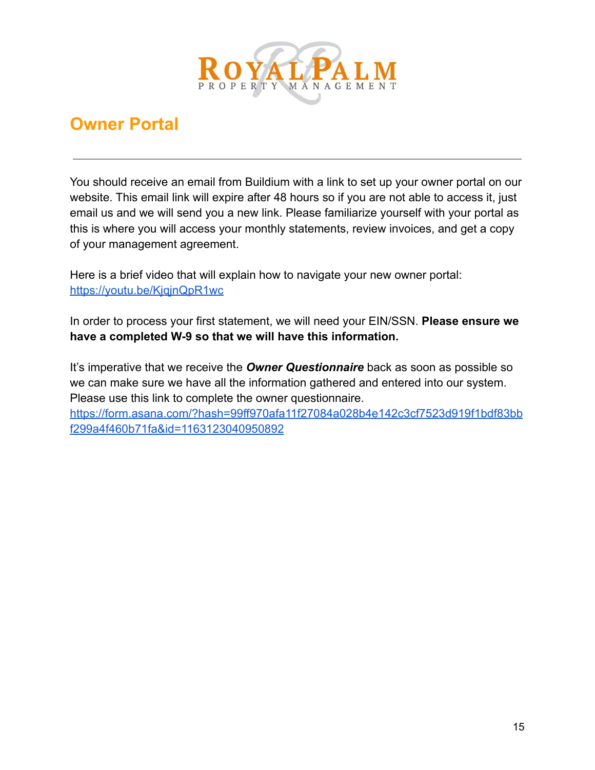# Owner Portal

---

You should receive an email from Buildium with a link to set up your owner portal on our website. This email link will expire after 48 hours so if you are not able to access it, just email us and we will send you a new link. Please familiarize yourself with your portal as this is where you will access your monthly statements, review invoices, and get a copy of your management agreement.

Here is a brief video that will explain how to navigate your new owner portal: https://youtu.be/KjqjnQpR1wc

In order to process your first statement, we will need your EIN/SSN. **Please ensure we have a completed W-9 so that we will have this information.**

It's imperative that we receive the ***Owner Questionnaire*** back as soon as possible so we can make sure we have all the information gathered and entered into our system. Please use this link to complete the owner questionnaire. https://form.asana.com/?hash=99ff970afa11f27084a028b4e142c3cf7523d919f1bdf83bbf299a4f460b71fa&id=1163123040950892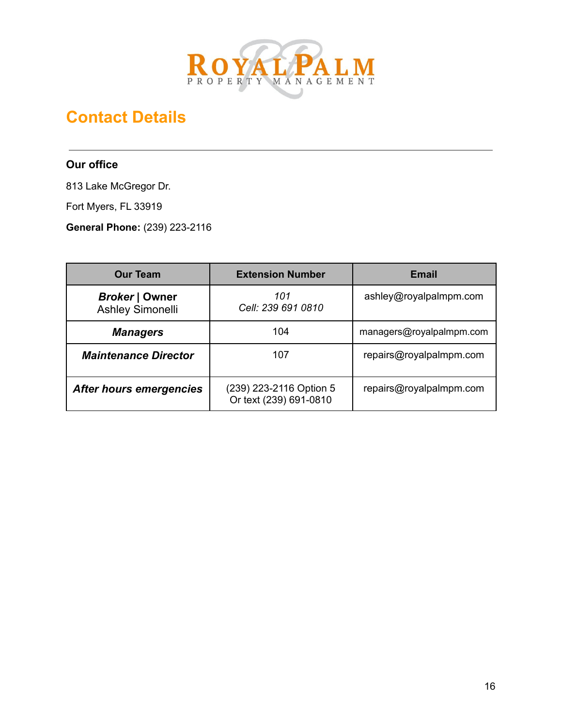## Contact Details

---

**Our office**

813 Lake McGregor Dr.

Fort Myers, FL 33919

**General Phone:** (239) 223-2116

| Our Team | Extension Number | Email |
|---|---|---|
| ***Broker* \| Owner** Ashley Simonelli | *101* *Cell: 239 691 0810* | ashley@royalpalmpm.com |
| ***Managers*** | 104 | managers@royalpalmpm.com |
| ***Maintenance Director*** | 107 | repairs@royalpalmpm.com |
| ***After hours emergencies*** | (239) 223-2116 Option 5 Or text (239) 691-0810 | repairs@royalpalmpm.com |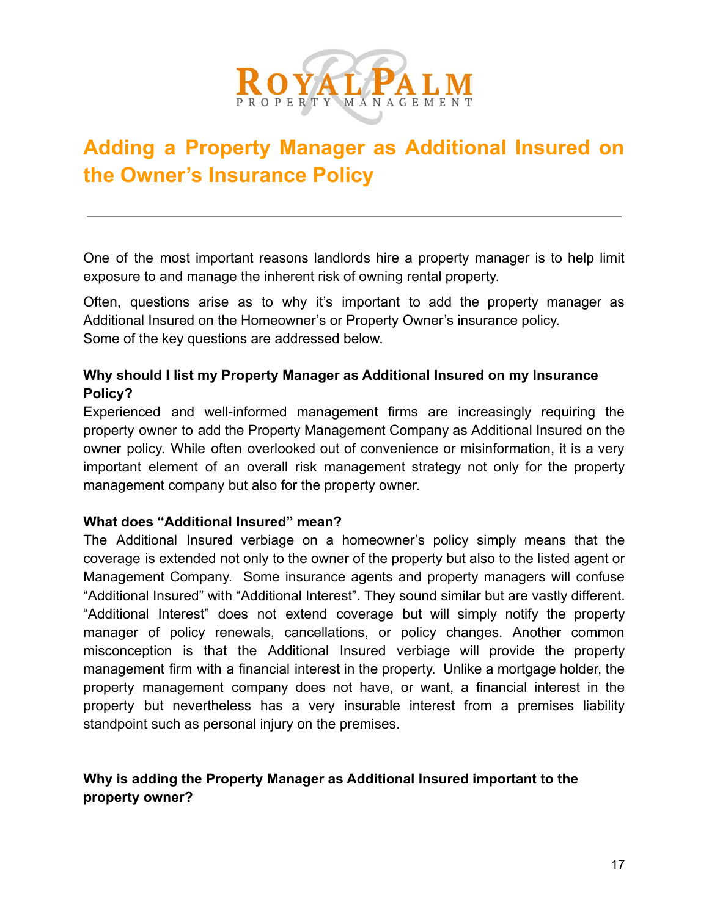# Adding a Property Manager as Additional Insured on the Owner's Insurance Policy

---

One of the most important reasons landlords hire a property manager is to help limit exposure to and manage the inherent risk of owning rental property.

Often, questions arise as to why it's important to add the property manager as Additional Insured on the Homeowner's or Property Owner's insurance policy.
Some of the key questions are addressed below.

**Why should I list my Property Manager as Additional Insured on my Insurance Policy?**
Experienced and well-informed management firms are increasingly requiring the property owner to add the Property Management Company as Additional Insured on the owner policy. While often overlooked out of convenience or misinformation, it is a very important element of an overall risk management strategy not only for the property management company but also for the property owner.

**What does "Additional Insured" mean?**
The Additional Insured verbiage on a homeowner's policy simply means that the coverage is extended not only to the owner of the property but also to the listed agent or Management Company. Some insurance agents and property managers will confuse "Additional Insured" with "Additional Interest". They sound similar but are vastly different. "Additional Interest" does not extend coverage but will simply notify the property manager of policy renewals, cancellations, or policy changes. Another common misconception is that the Additional Insured verbiage will provide the property management firm with a financial interest in the property. Unlike a mortgage holder, the property management company does not have, or want, a financial interest in the property but nevertheless has a very insurable interest from a premises liability standpoint such as personal injury on the premises.

**Why is adding the Property Manager as Additional Insured important to the property owner?**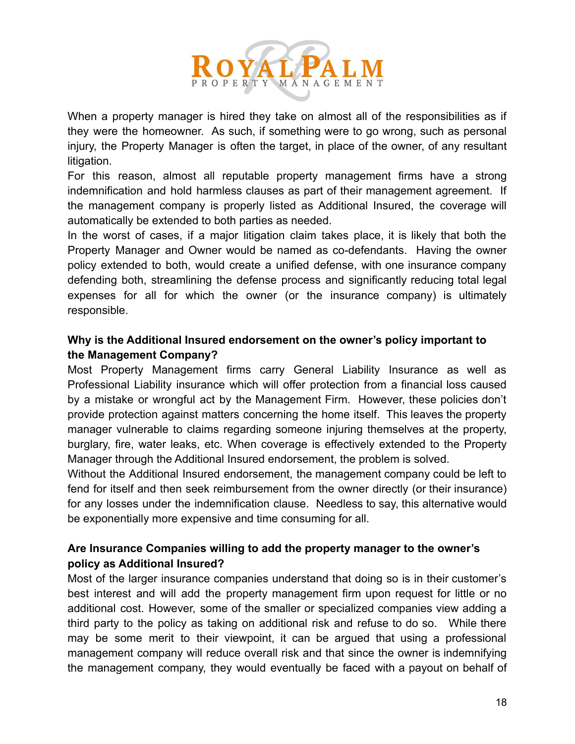When a property manager is hired they take on almost all of the responsibilities as if they were the homeowner. As such, if something were to go wrong, such as personal injury, the Property Manager is often the target, in place of the owner, of any resultant litigation.

For this reason, almost all reputable property management firms have a strong indemnification and hold harmless clauses as part of their management agreement. If the management company is properly listed as Additional Insured, the coverage will automatically be extended to both parties as needed.

In the worst of cases, if a major litigation claim takes place, it is likely that both the Property Manager and Owner would be named as co-defendants. Having the owner policy extended to both, would create a unified defense, with one insurance company defending both, streamlining the defense process and significantly reducing total legal expenses for all for which the owner (or the insurance company) is ultimately responsible.

**Why is the Additional Insured endorsement on the owner's policy important to the Management Company?**

Most Property Management firms carry General Liability Insurance as well as Professional Liability insurance which will offer protection from a financial loss caused by a mistake or wrongful act by the Management Firm. However, these policies don't provide protection against matters concerning the home itself. This leaves the property manager vulnerable to claims regarding someone injuring themselves at the property, burglary, fire, water leaks, etc. When coverage is effectively extended to the Property Manager through the Additional Insured endorsement, the problem is solved.

Without the Additional Insured endorsement, the management company could be left to fend for itself and then seek reimbursement from the owner directly (or their insurance) for any losses under the indemnification clause. Needless to say, this alternative would be exponentially more expensive and time consuming for all.

**Are Insurance Companies willing to add the property manager to the owner's policy as Additional Insured?**

Most of the larger insurance companies understand that doing so is in their customer's best interest and will add the property management firm upon request for little or no additional cost. However, some of the smaller or specialized companies view adding a third party to the policy as taking on additional risk and refuse to do so. While there may be some merit to their viewpoint, it can be argued that using a professional management company will reduce overall risk and that since the owner is indemnifying the management company, they would eventually be faced with a payout on behalf of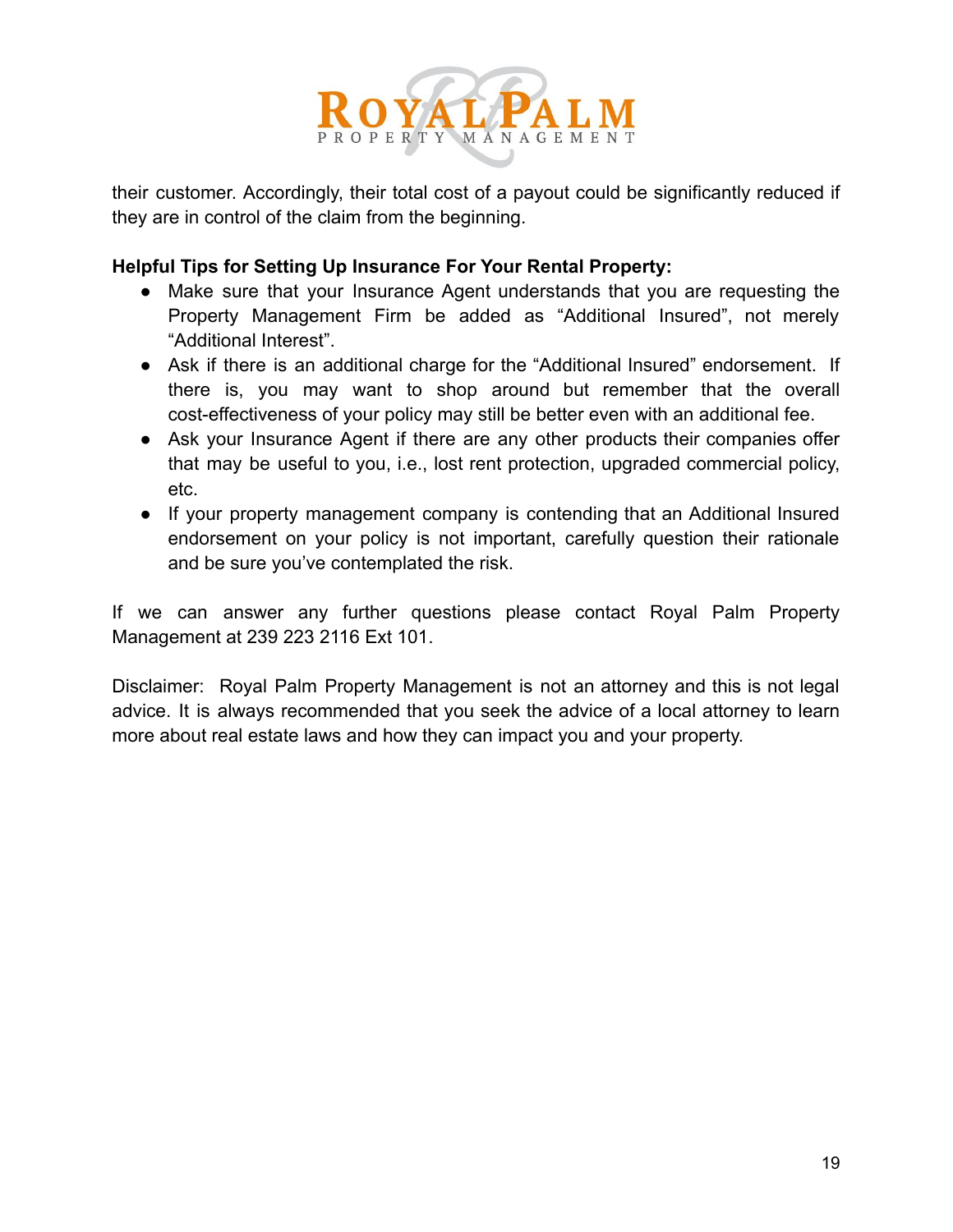their customer. Accordingly, their total cost of a payout could be significantly reduced if they are in control of the claim from the beginning.

**Helpful Tips for Setting Up Insurance For Your Rental Property:**

- Make sure that your Insurance Agent understands that you are requesting the Property Management Firm be added as “Additional Insured”, not merely “Additional Interest”.
- Ask if there is an additional charge for the “Additional Insured” endorsement. If there is, you may want to shop around but remember that the overall cost-effectiveness of your policy may still be better even with an additional fee.
- Ask your Insurance Agent if there are any other products their companies offer that may be useful to you, i.e., lost rent protection, upgraded commercial policy, etc.
- If your property management company is contending that an Additional Insured endorsement on your policy is not important, carefully question their rationale and be sure you’ve contemplated the risk.

If we can answer any further questions please contact Royal Palm Property Management at 239 223 2116 Ext 101.

Disclaimer: Royal Palm Property Management is not an attorney and this is not legal advice. It is always recommended that you seek the advice of a local attorney to learn more about real estate laws and how they can impact you and your property.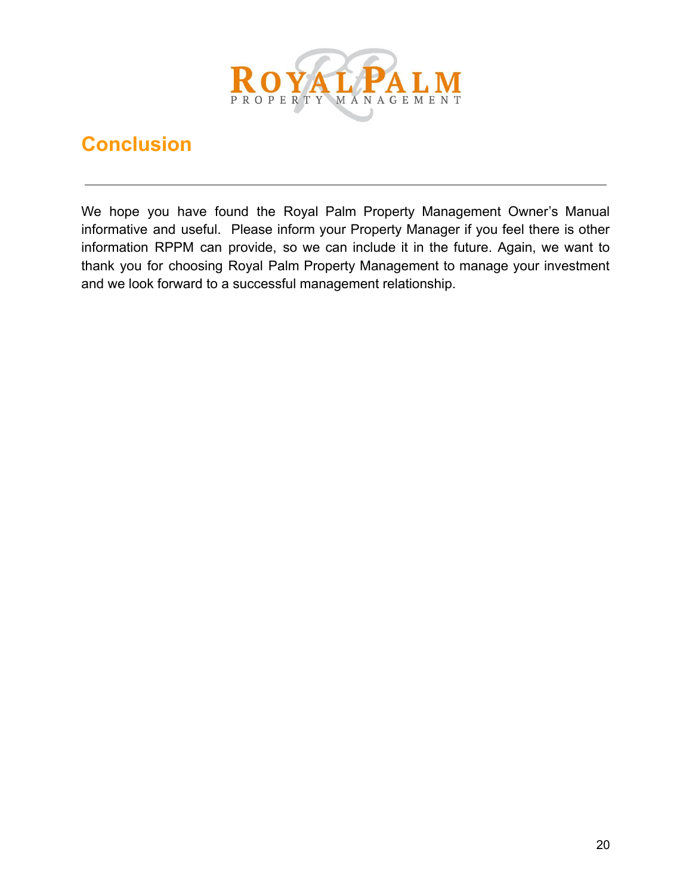## Conclusion

---

We hope you have found the Royal Palm Property Management Owner's Manual informative and useful. Please inform your Property Manager if you feel there is other information RPPM can provide, so we can include it in the future. Again, we want to thank you for choosing Royal Palm Property Management to manage your investment and we look forward to a successful management relationship.